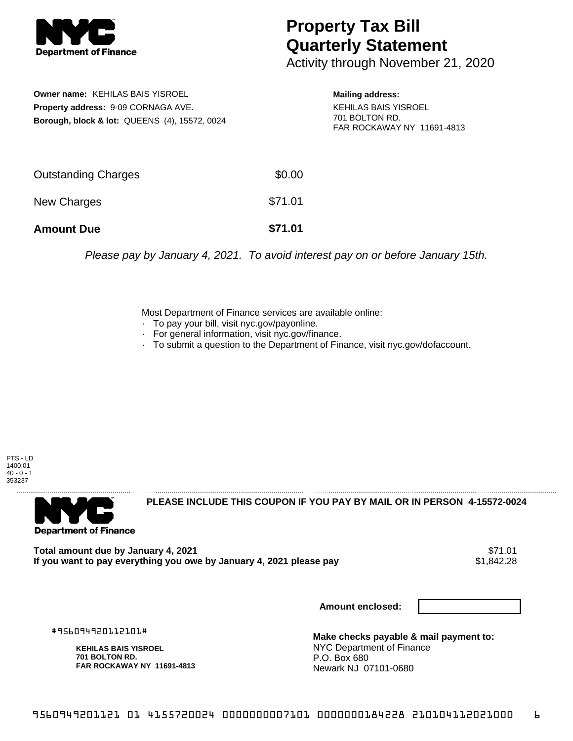# Property Tax Bill Quarterly Statement

Activity through November 21, 2020

**Owner name:** KEHILAS BAIS YISROEL
**Property address:** 9-09 CORNAGA AVE.
**Borough, block & lot:** QUEENS (4), 15572, 0024

**Mailing address:**
KEHILAS BAIS YISROEL
701 BOLTON RD.
FAR ROCKAWAY NY 11691-4813

| | |
|---|---|
| Outstanding Charges | $0.00 |
| New Charges | $71.01 |
| **Amount Due** | **$71.01** |

*Please pay by January 4, 2021. To avoid interest pay on or before January 15th.*

Most Department of Finance services are available online:
- To pay your bill, visit nyc.gov/payonline.
- For general information, visit nyc.gov/finance.
- To submit a question to the Department of Finance, visit nyc.gov/dofaccount.

PTS - LD
1400.01
40 - 0 - 1
353237

**PLEASE INCLUDE THIS COUPON IF YOU PAY BY MAIL OR IN PERSON 4-15572-0024**

**Total amount due by January 4, 2021** $71.01
**If you want to pay everything you owe by January 4, 2021 please pay** $1,842.28

**Amount enclosed:**

#956094920112101#

**KEHILAS BAIS YISROEL**
**701 BOLTON RD.**
**FAR ROCKAWAY NY 11691-4813**

**Make checks payable & mail payment to:**
NYC Department of Finance
P.O. Box 680
Newark NJ 07101-0680

9560949201121 01 4155720024 0000000007101 0000000184228 210104112021000 6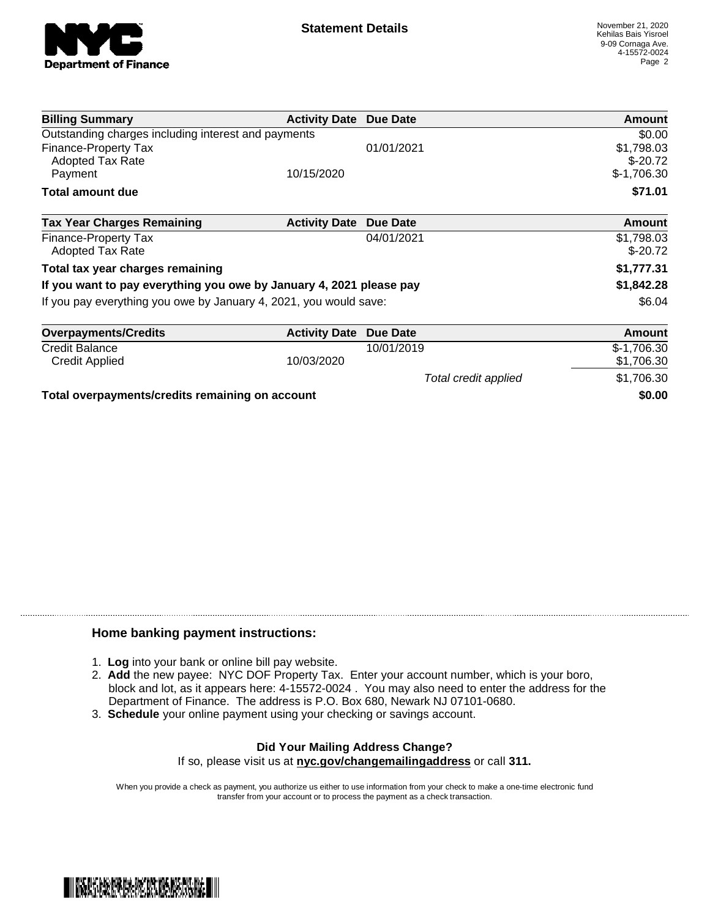# Statement Details

November 21, 2020
Kehilas Bais Yisroel
9-09 Cornaga Ave.
4-15572-0024

| Billing Summary | Activity Date | Due Date | Amount |
|---|---|---|---|
| Outstanding charges including interest and payments | | | $0.00 |
| Finance-Property Tax | | 01/01/2021 | $1,798.03 |
| Adopted Tax Rate | | | $-20.72 |
| Payment | 10/15/2020 | | $-1,706.30 |
| **Total amount due** | | | **$71.01** |

| Tax Year Charges Remaining | Activity Date | Due Date | Amount |
|---|---|---|---|
| Finance-Property Tax | | 04/01/2021 | $1,798.03 |
| Adopted Tax Rate | | | $-20.72 |
| **Total tax year charges remaining** | | | **$1,777.31** |
| **If you want to pay everything you owe by January 4, 2021 please pay** | | | **$1,842.28** |
| If you pay everything you owe by January 4, 2021, you would save: | | | $6.04 |

| Overpayments/Credits | Activity Date | Due Date | Amount |
|---|---|---|---|
| Credit Balance | | 10/01/2019 | $-1,706.30 |
| Credit Applied | 10/03/2020 | | $1,706.30 |
| | | *Total credit applied* | $1,706.30 |
| **Total overpayments/credits remaining on account** | | | **$0.00** |

### Home banking payment instructions:

1. **Log** into your bank or online bill pay website.
2. **Add** the new payee: NYC DOF Property Tax. Enter your account number, which is your boro, block and lot, as it appears here: 4-15572-0024 . You may also need to enter the address for the Department of Finance. The address is P.O. Box 680, Newark NJ 07101-0680.
3. **Schedule** your online payment using your checking or savings account.

**Did Your Mailing Address Change?**
If so, please visit us at **nyc.gov/changemailingaddress** or call **311.**

When you provide a check as payment, you authorize us either to use information from your check to make a one-time electronic fund transfer from your account or to process the payment as a check transaction.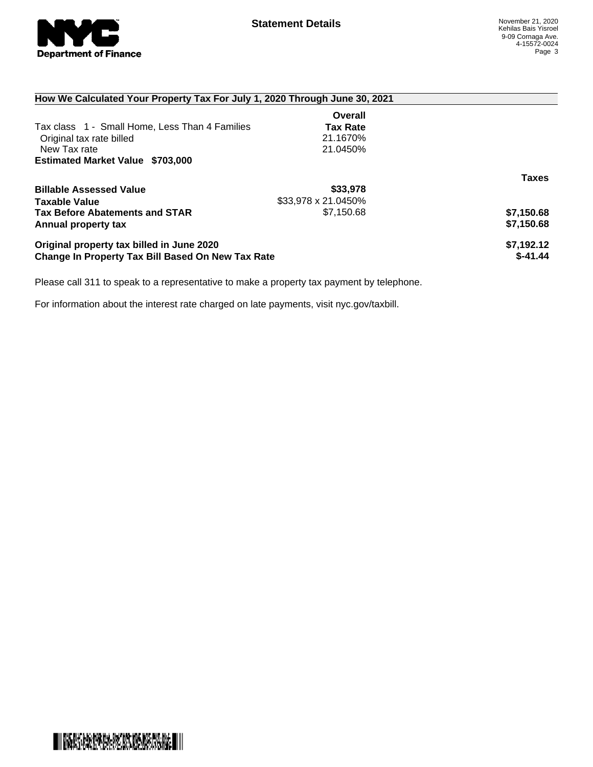## Statement Details

November 21, 2020
Kehilas Bais Yisroel
9-09 Cornaga Ave.
4-15572-0024

### How We Calculated Your Property Tax For July 1, 2020 Through June 30, 2021

| | Overall Tax Rate | |
|---|---|---|
| Tax class 1 - Small Home, Less Than 4 Families | | |
| Original tax rate billed | 21.1670% | |
| New Tax rate | 21.0450% | |
| **Estimated Market Value $703,000** | | |
| | | **Taxes** |
| **Billable Assessed Value** | **$33,978** | |
| **Taxable Value** | $33,978 x 21.0450% | |
| **Tax Before Abatements and STAR** | $7,150.68 | **$7,150.68** |
| **Annual property tax** | | **$7,150.68** |
| **Original property tax billed in June 2020** | | **$7,192.12** |
| **Change In Property Tax Bill Based On New Tax Rate** | | **$-41.44** |

Please call 311 to speak to a representative to make a property tax payment by telephone.

For information about the interest rate charged on late payments, visit nyc.gov/taxbill.